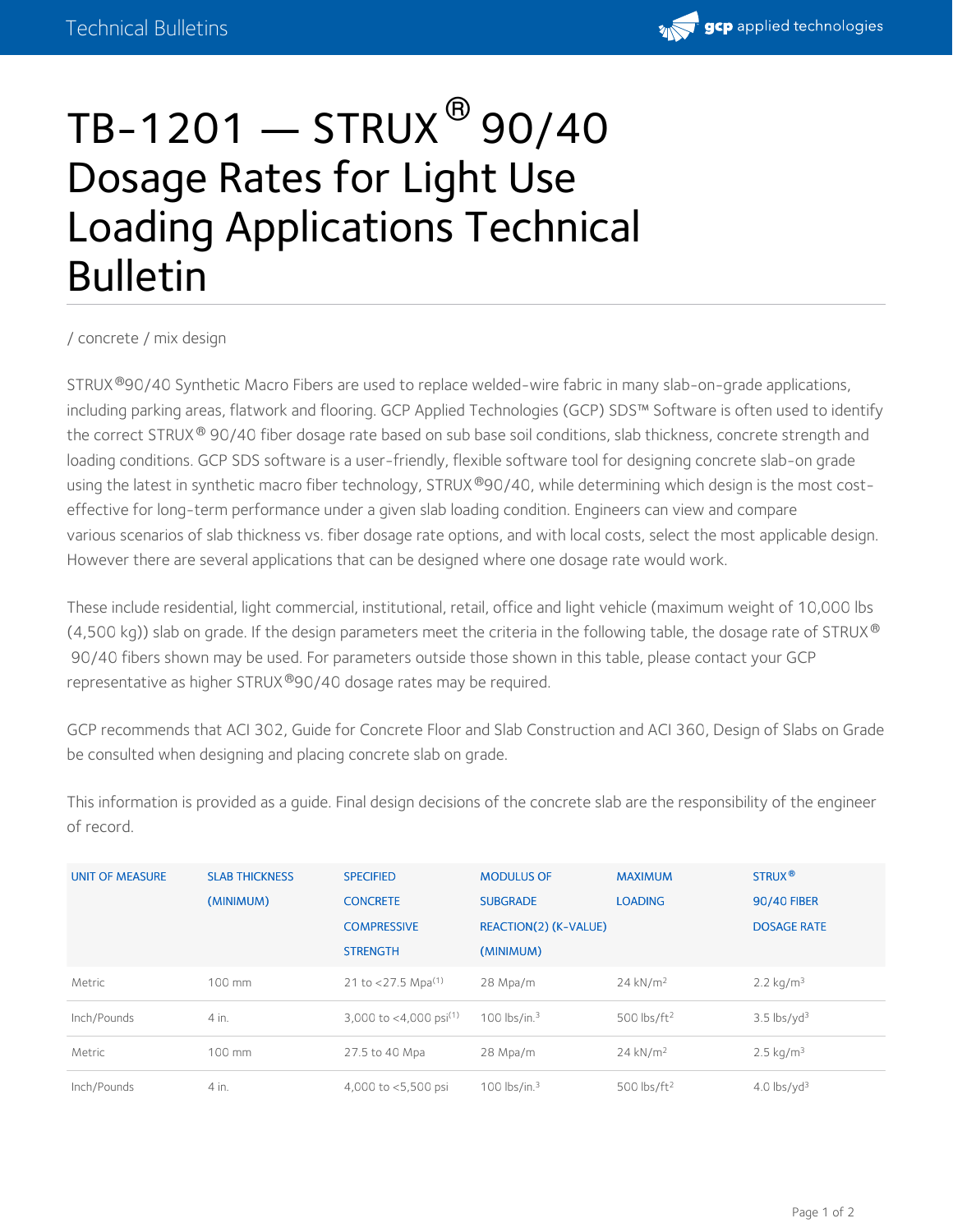# TB-1201 — STRUX® 90/40 Dosage Rates for Light Use Loading Applications Technical Bulletin

/ concrete / mix design

STRUX®90/40 Synthetic Macro Fibers are used to replace welded-wire fabric in many slab-on-grade applications, including parking areas, flatwork and flooring. GCP Applied Technologies (GCP) SDS™ Software is often used to identify the correct STRUX® 90/40 fiber dosage rate based on sub base soil conditions, slab thickness, concrete strength and loading conditions. GCP SDS software is a user-friendly, flexible software tool for designing concrete slab-on grade using the latest in synthetic macro fiber technology, STRUX®90/40, while determining which design is the most cost-effective for long-term performance under a given slab loading condition. Engineers can view and compare various scenarios of slab thickness vs. fiber dosage rate options, and with local costs, select the most applicable design. However there are several applications that can be designed where one dosage rate would work.

These include residential, light commercial, institutional, retail, office and light vehicle (maximum weight of 10,000 lbs (4,500 kg)) slab on grade. If the design parameters meet the criteria in the following table, the dosage rate of STRUX® 90/40 fibers shown may be used. For parameters outside those shown in this table, please contact your GCP representative as higher STRUX®90/40 dosage rates may be required.

GCP recommends that ACI 302, Guide for Concrete Floor and Slab Construction and ACI 360, Design of Slabs on Grade be consulted when designing and placing concrete slab on grade.

This information is provided as a guide. Final design decisions of the concrete slab are the responsibility of the engineer of record.

| UNIT OF MEASURE | SLAB THICKNESS (MINIMUM) | SPECIFIED CONCRETE COMPRESSIVE STRENGTH | MODULUS OF SUBGRADE REACTION(2) (K-VALUE) (MINIMUM) | MAXIMUM LOADING | STRUX® 90/40 FIBER DOSAGE RATE |
|---|---|---|---|---|---|
| Metric | 100 mm | 21 to <27.5 Mpa(1) | 28 Mpa/m | 24 kN/$m^2$ | 2.2 kg/$m^3$ |
| Inch/Pounds | 4 in. | 3,000 to <4,000 psi(1) | 100 lbs/$in.^3$ | 500 lbs/$ft^2$ | 3.5 lbs/$yd^3$ |
| Metric | 100 mm | 27.5 to 40 Mpa | 28 Mpa/m | 24 kN/$m^2$ | 2.5 kg/$m^3$ |
| Inch/Pounds | 4 in. | 4,000 to <5,500 psi | 100 lbs/$in.^3$ | 500 lbs/$ft^2$ | 4.0 lbs/$yd^3$ |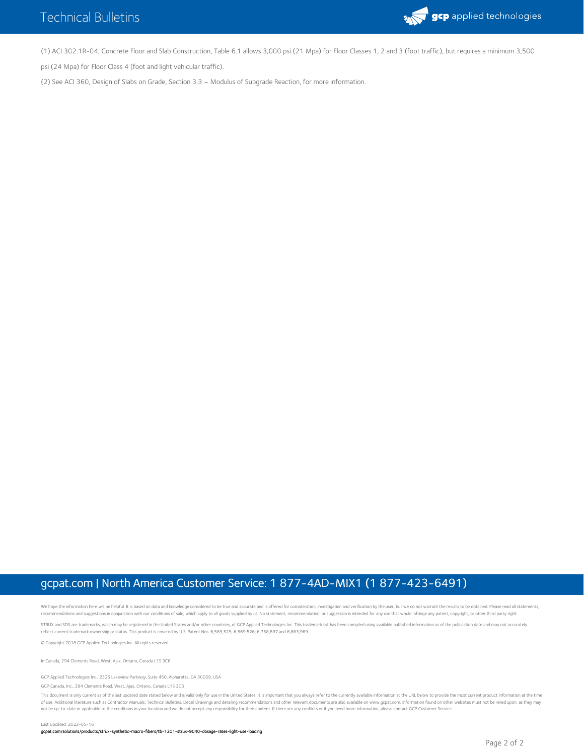(1) ACI 302.1R-04, Concrete Floor and Slab Construction, Table 6.1 allows 3,000 psi (21 Mpa) for Floor Classes 1, 2 and 3 (foot traffic), but requires a minimum 3,500 psi (24 Mpa) for Floor Class 4 (foot and light vehicular traffic).

(2) See ACI 360, Design of Slabs on Grade, Section 3.3 – Modulus of Subgrade Reaction, for more information.

gcpat.com | North America Customer Service: 1 877-4AD-MIX1 (1 877-423-6491)

We hope the information here will be helpful. It is based on data and knowledge considered to be true and accurate and is offered for consideration, investigation and verification by the user, but we do not warrant the results to be obtained. Please read all statements, recommendations and suggestions in conjunction with our conditions of sale, which apply to all goods supplied by us. No statement, recommendation, or suggestion is intended for any use that would infringe any patent, copyright, or other third party right.

STRUX and SDS are trademarks, which may be registered in the United States and/or other countries, of GCP Applied Technologies Inc. This trademark list has been compiled using available published information as of the publication date and may not accurately reflect current trademark ownership or status. This product is covered by U.S. Patent Nos. 6,569,525; 6,569,526; 6,758,897 and 6,863,969.

© Copyright 2018 GCP Applied Technologies Inc. All rights reserved.

In Canada, 294 Clements Road, West, Ajax, Ontario, Canada L1S 3C6.

GCP Applied Technologies Inc., 2325 Lakeview Parkway, Suite 450, Alpharetta, GA 30009, USA

GCP Canada, Inc., 294 Clements Road, West, Ajax, Ontario, Canada L1S 3C6

This document is only current as of the last updated date stated below and is valid only for use in the United States. It is important that you always refer to the currently available information at the URL below to provide the most current product information at the time of use. Additional literature such as Contractor Manuals, Technical Bulletins, Detail Drawings and detailing recommendations and other relevant documents are also available on www.gcpat.com. Information found on other websites must not be relied upon, as they may not be up-to-date or applicable to the conditions in your location and we do not accept any responsibility for their content. If there are any conflicts or if you need more information, please contact GCP Customer Service.

Last Updated: 2022-05-16

gcpat.com/solutions/products/strux-synthetic-macro-fibers/tb-1201-strux-9040-dosage-rates-light-use-loading